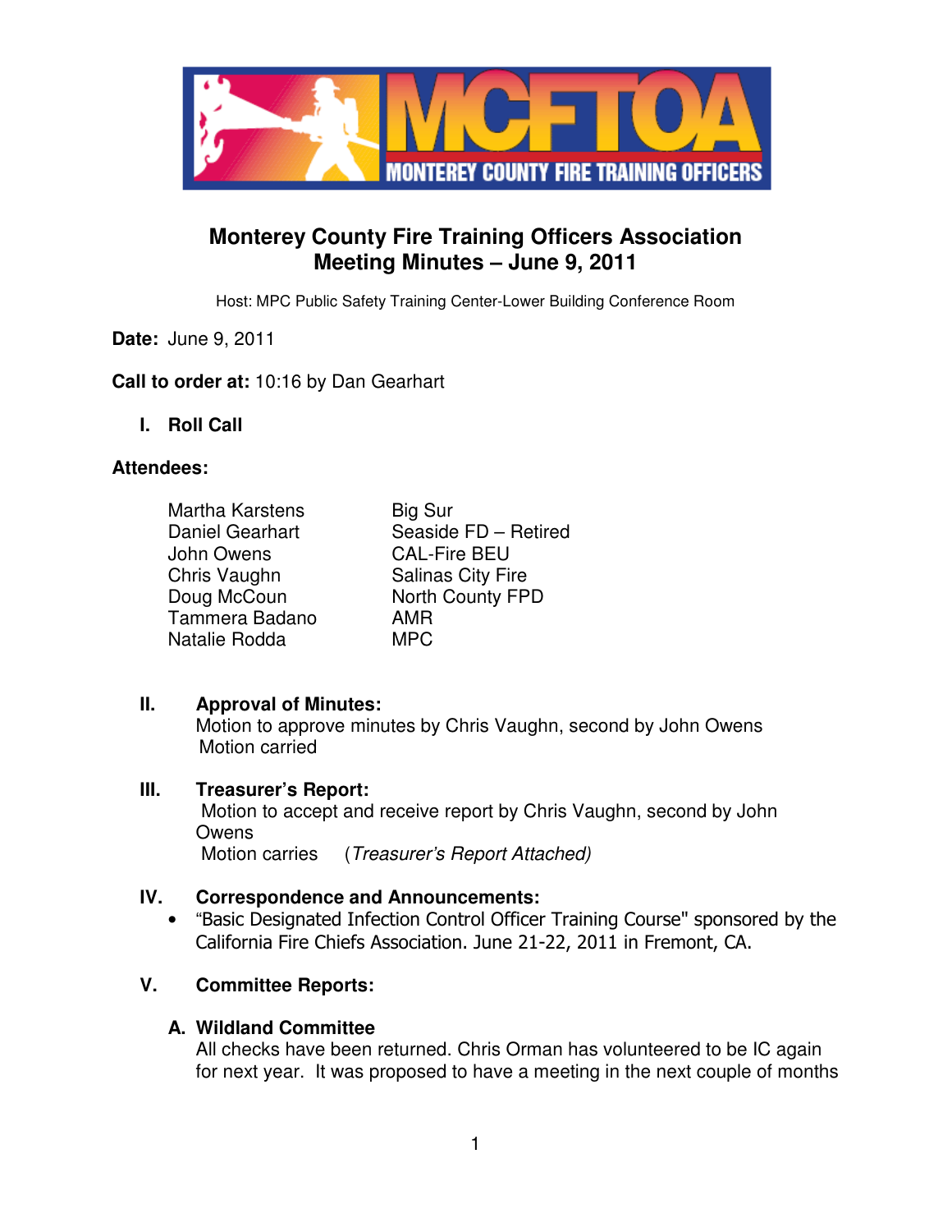# Monterey County Fire Training Officers Association
## Meeting Minutes – June 9, 2011

Host: MPC Public Safety Training Center-Lower Building Conference Room

**Date:** June 9, 2011

**Call to order at:** 10:16 by Dan Gearhart

### I. Roll Call

**Attendees:**

| | |
|---|---|
| Martha Karstens | Big Sur |
| Daniel Gearhart | Seaside FD – Retired |
| John Owens | CAL-Fire BEU |
| Chris Vaughn | Salinas City Fire |
| Doug McCoun | North County FPD |
| Tammera Badano | AMR |
| Natalie Rodda | MPC |

### II. Approval of Minutes:

Motion to approve minutes by Chris Vaughn, second by John Owens
Motion carried

### III. Treasurer's Report:

Motion to accept and receive report by Chris Vaughn, second by John Owens
Motion carries (*Treasurer's Report Attached)*

### IV. Correspondence and Announcements:

- "Basic Designated Infection Control Officer Training Course" sponsored by the California Fire Chiefs Association. June 21-22, 2011 in Fremont, CA.

### V. Committee Reports:

**A. Wildland Committee**

All checks have been returned. Chris Orman has volunteered to be IC again for next year. It was proposed to have a meeting in the next couple of months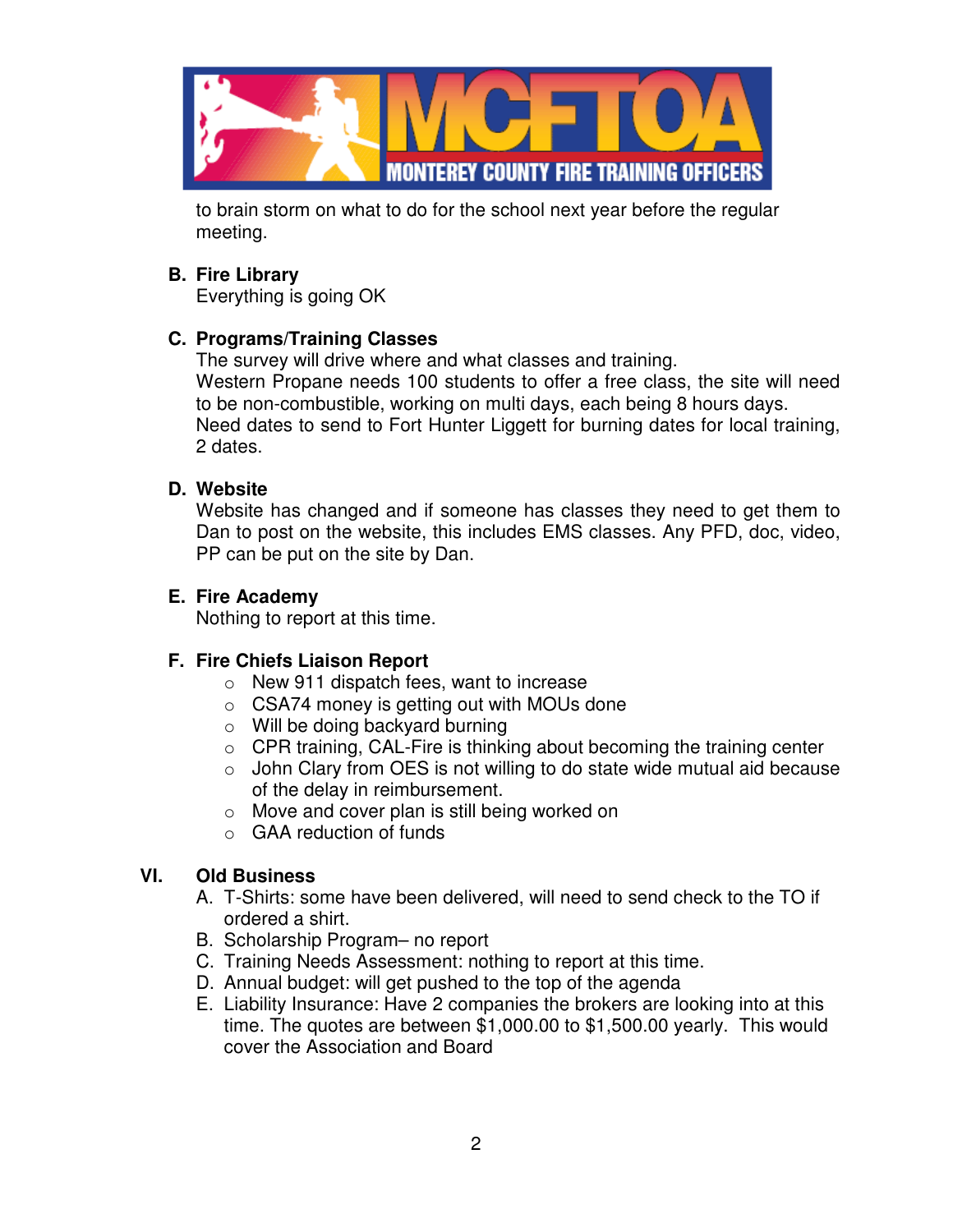to brain storm on what to do for the school next year before the regular meeting.

**B. Fire Library**

Everything is going OK

**C. Programs/Training Classes**

The survey will drive where and what classes and training.
Western Propane needs 100 students to offer a free class, the site will need to be non-combustible, working on multi days, each being 8 hours days.
Need dates to send to Fort Hunter Liggett for burning dates for local training, 2 dates.

**D. Website**

Website has changed and if someone has classes they need to get them to Dan to post on the website, this includes EMS classes. Any PFD, doc, video, PP can be put on the site by Dan.

**E. Fire Academy**

Nothing to report at this time.

**F. Fire Chiefs Liaison Report**

- New 911 dispatch fees, want to increase
- CSA74 money is getting out with MOUs done
- Will be doing backyard burning
- CPR training, CAL-Fire is thinking about becoming the training center
- John Clary from OES is not willing to do state wide mutual aid because of the delay in reimbursement.
- Move and cover plan is still being worked on
- GAA reduction of funds

## VI. Old Business

A. T-Shirts: some have been delivered, will need to send check to the TO if ordered a shirt.
B. Scholarship Program– no report
C. Training Needs Assessment: nothing to report at this time.
D. Annual budget: will get pushed to the top of the agenda
E. Liability Insurance: Have 2 companies the brokers are looking into at this time. The quotes are between $1,000.00 to $1,500.00 yearly. This would cover the Association and Board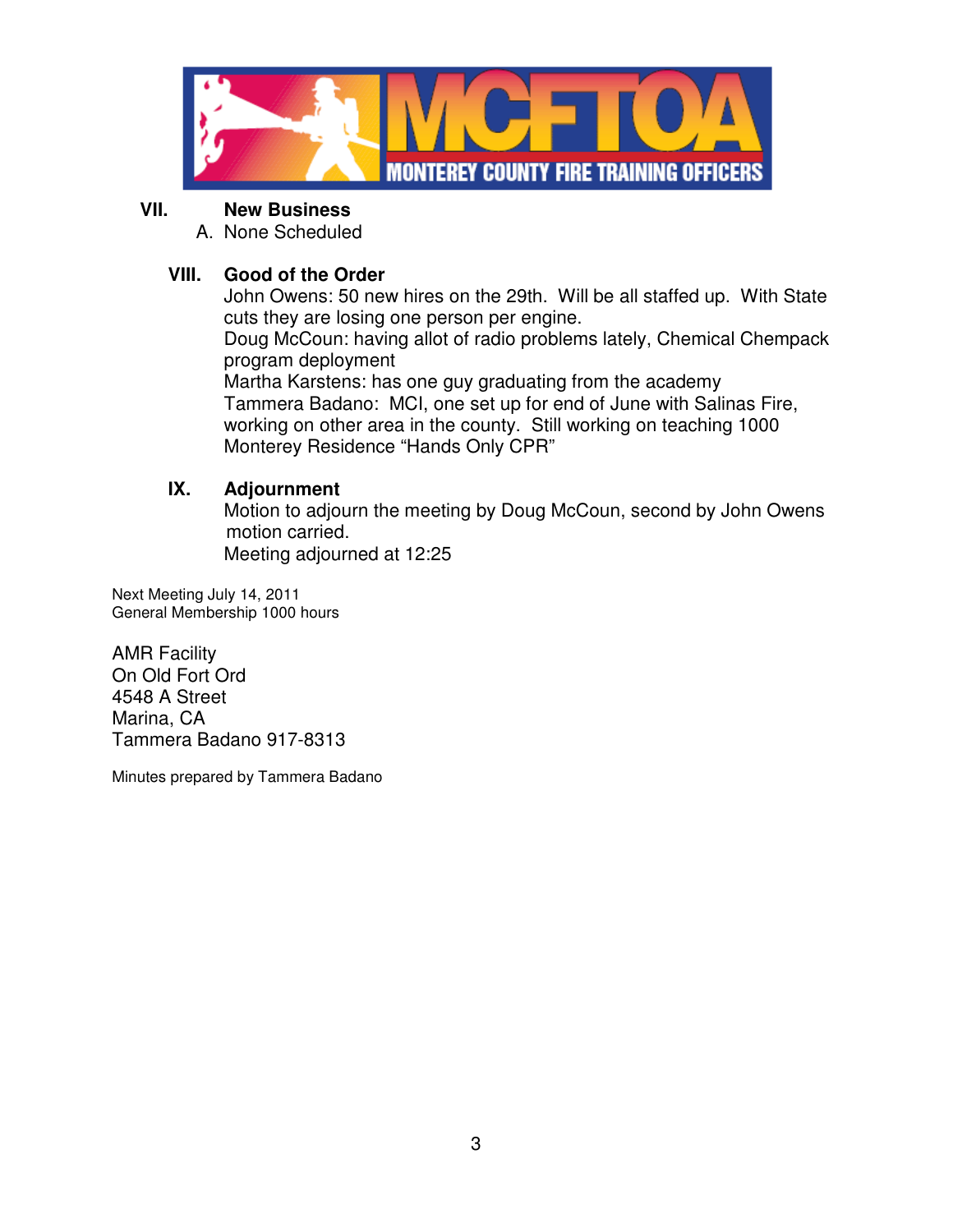## VII. New Business

A. None Scheduled

## VIII. Good of the Order

John Owens: 50 new hires on the 29th. Will be all staffed up. With State cuts they are losing one person per engine.
Doug McCoun: having allot of radio problems lately, Chemical Chempack program deployment
Martha Karstens: has one guy graduating from the academy
Tammera Badano: MCI, one set up for end of June with Salinas Fire, working on other area in the county. Still working on teaching 1000 Monterey Residence "Hands Only CPR"

## IX. Adjournment

Motion to adjourn the meeting by Doug McCoun, second by John Owens motion carried.
Meeting adjourned at 12:25

Next Meeting July 14, 2011
General Membership 1000 hours

AMR Facility
On Old Fort Ord
4548 A Street
Marina, CA
Tammera Badano 917-8313

Minutes prepared by Tammera Badano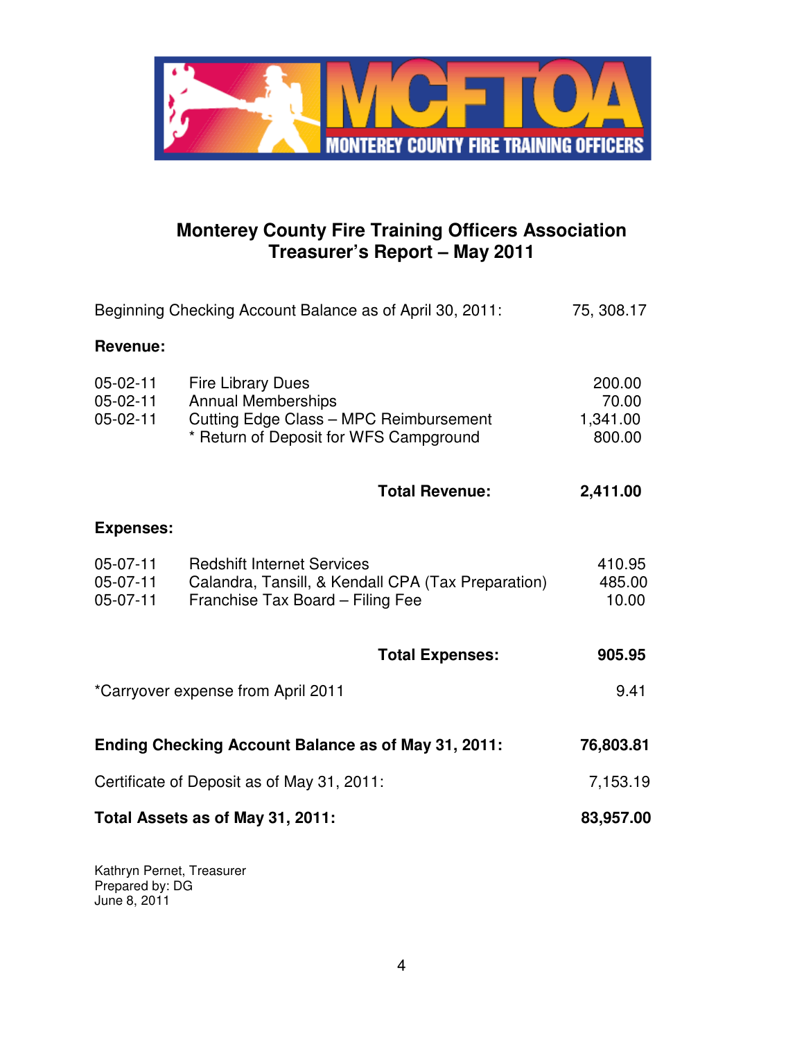MCFTOA
MONTEREY COUNTY FIRE TRAINING OFFICERS

# Monterey County Fire Training Officers Association
## Treasurer's Report – May 2011

| | | |
|---|---|---|
| Beginning Checking Account Balance as of April 30, 2011: | | 75, 308.17 |

**Revenue:**

| | | |
|---|---|---|
| 05-02-11 | Fire Library Dues | 200.00 |
| 05-02-11 | Annual Memberships | 70.00 |
| 05-02-11 | Cutting Edge Class – MPC Reimbursement | 1,341.00 |
| | * Return of Deposit for WFS Campground | 800.00 |
| | **Total Revenue:** | **2,411.00** |

**Expenses:**

| | | |
|---|---|---|
| 05-07-11 | Redshift Internet Services | 410.95 |
| 05-07-11 | Calandra, Tansill, & Kendall CPA (Tax Preparation) | 485.00 |
| 05-07-11 | Franchise Tax Board – Filing Fee | 10.00 |
| | **Total Expenses:** | **905.95** |

| | |
|---|---|
| *Carryover expense from April 2011 | 9.41 |
| **Ending Checking Account Balance as of May 31, 2011:** | **76,803.81** |
| Certificate of Deposit as of May 31, 2011: | 7,153.19 |
| **Total Assets as of May 31, 2011:** | **83,957.00** |

Kathryn Pernet, Treasurer
Prepared by: DG
June 8, 2011